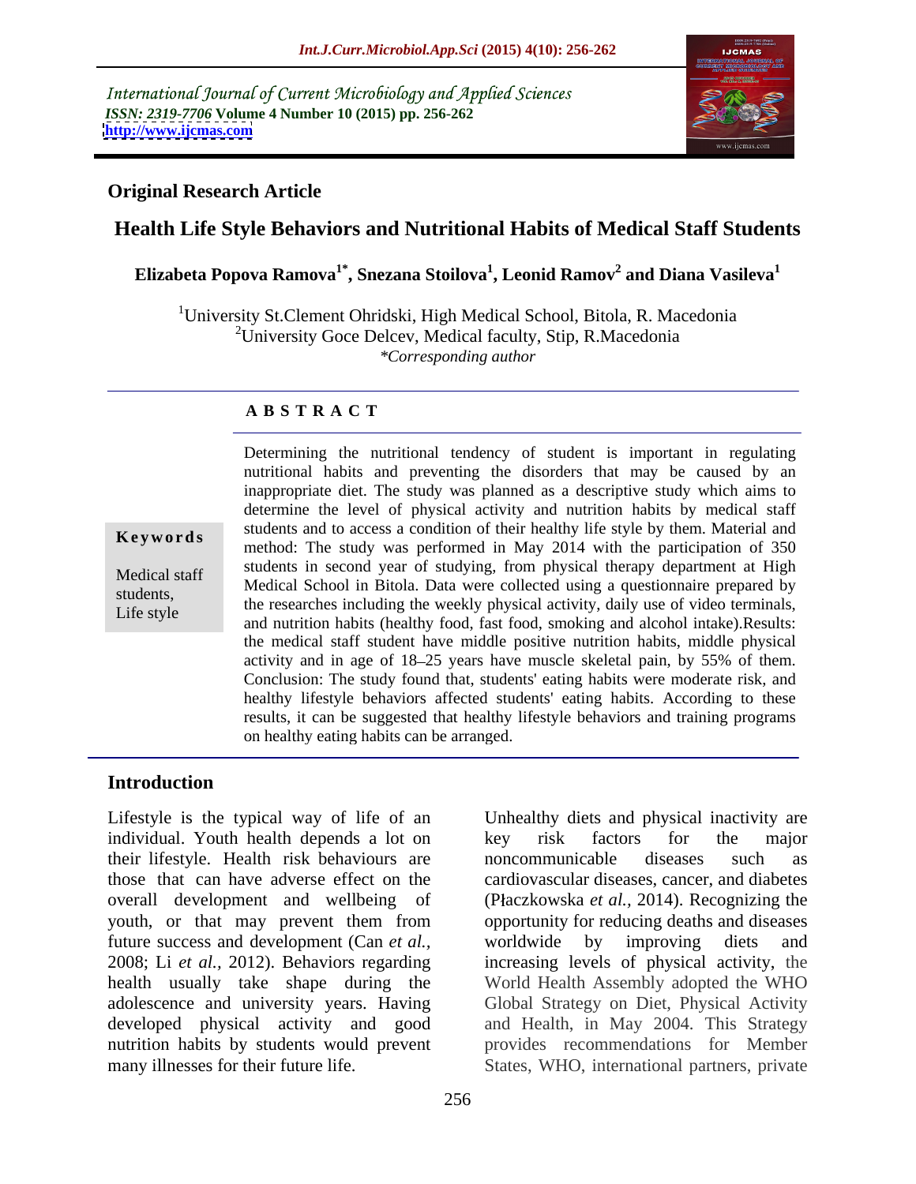International Journal of Current Microbiology and Applied Sciences
*ISSN: 2319-7706* **Volume 4 Number 10 (2015) pp. 256-262**
**http://www.ijcmas.com**

**Original Research Article**

# Health Life Style Behaviors and Nutritional Habits of Medical Staff Students

**Elizabeta Popova Ramova[1*], Snezana Stoilova[1], Leonid Ramov[2] and Diana Vasileva[1]**

[1]University St.Clement Ohridski, High Medical School, Bitola, R. Macedonia
[2]University Goce Delcev, Medical faculty, Stip, R.Macedonia
*\*Corresponding author*

## A B S T R A C T

**Keywords**

Medical staff students, Life style

Determining the nutritional tendency of student is important in regulating nutritional habits and preventing the disorders that may be caused by an inappropriate diet. The study was planned as a descriptive study which aims to determine the level of physical activity and nutrition habits by medical staff students and to access a condition of their healthy life style by them. Material and method: The study was performed in May 2014 with the participation of 350 students in second year of studying, from physical therapy department at High Medical School in Bitola. Data were collected using a questionnaire prepared by the researches including the weekly physical activity, daily use of video terminals, and nutrition habits (healthy food, fast food, smoking and alcohol intake).Results: the medical staff student have middle positive nutrition habits, middle physical activity and in age of 18–25 years have muscle skeletal pain, by 55% of them. Conclusion: The study found that, students' eating habits were moderate risk, and healthy lifestyle behaviors affected students' eating habits. According to these results, it can be suggested that healthy lifestyle behaviors and training programs on healthy eating habits can be arranged.

## Introduction

Lifestyle is the typical way of life of an individual. Youth health depends a lot on their lifestyle. Health risk behaviours are those that can have adverse effect on the overall development and wellbeing of youth, or that may prevent them from future success and development (Can *et al.*, 2008; Li *et al.*, 2012). Behaviors regarding health usually take shape during the adolescence and university years. Having developed physical activity and good nutrition habits by students would prevent many illnesses for their future life.

Unhealthy diets and physical inactivity are key risk factors for the major noncommunicable diseases such as cardiovascular diseases, cancer, and diabetes (Płaczkowska *et al.*, 2014). Recognizing the opportunity for reducing deaths and diseases worldwide by improving diets and increasing levels of physical activity, the World Health Assembly adopted the WHO Global Strategy on Diet, Physical Activity and Health, in May 2004. This Strategy provides recommendations for Member States, WHO, international partners, private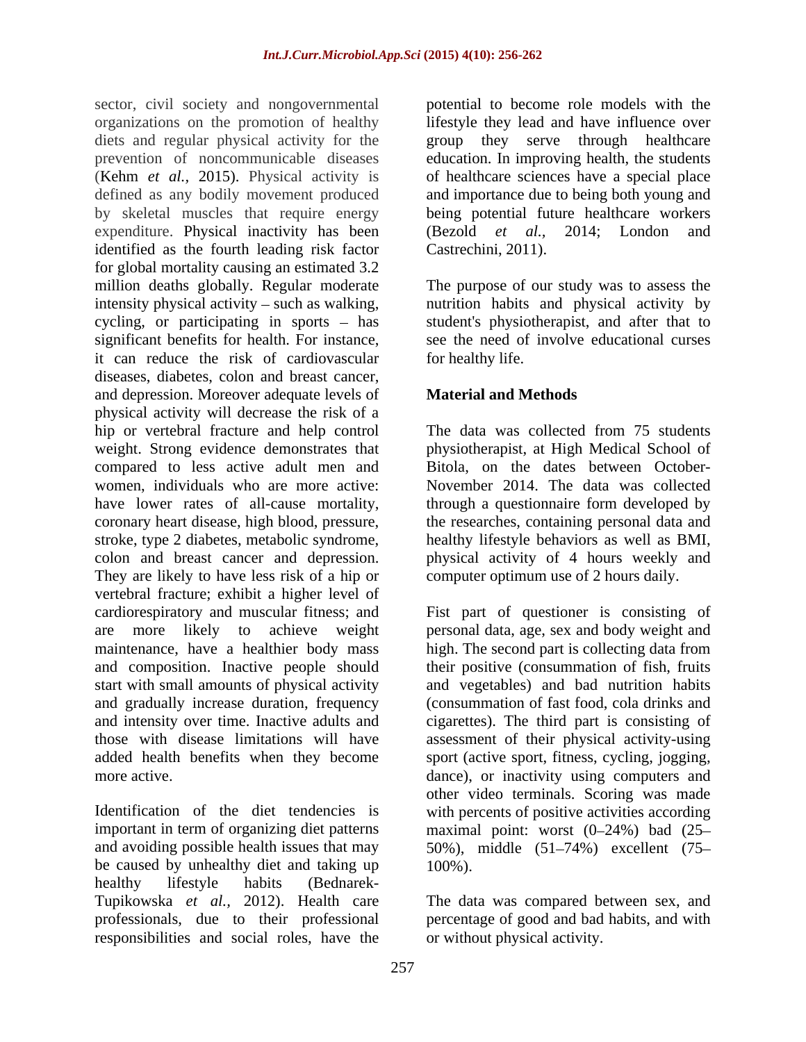sector, civil society and nongovernmental organizations on the promotion of healthy diets and regular physical activity for the prevention of noncommunicable diseases (Kehm *et al.,* 2015). Physical activity is defined as any bodily movement produced by skeletal muscles that require energy expenditure. Physical inactivity has been identified as the fourth leading risk factor for global mortality causing an estimated 3.2 million deaths globally. Regular moderate intensity physical activity – such as walking, cycling, or participating in sports – has significant benefits for health. For instance, it can reduce the risk of cardiovascular diseases, diabetes, colon and breast cancer, and depression. Moreover adequate levels of physical activity will decrease the risk of a hip or vertebral fracture and help control weight. Strong evidence demonstrates that compared to less active adult men and women, individuals who are more active: have lower rates of all-cause mortality, coronary heart disease, high blood, pressure, stroke, type 2 diabetes, metabolic syndrome, colon and breast cancer and depression. They are likely to have less risk of a hip or vertebral fracture; exhibit a higher level of cardiorespiratory and muscular fitness; and are more likely to achieve weight maintenance, have a healthier body mass and composition. Inactive people should start with small amounts of physical activity and gradually increase duration, frequency and intensity over time. Inactive adults and those with disease limitations will have added health benefits when they become more active.

Identification of the diet tendencies is important in term of organizing diet patterns and avoiding possible health issues that may be caused by unhealthy diet and taking up healthy lifestyle habits (Bednarek-Tupikowska *et al.,* 2012). Health care professionals, due to their professional responsibilities and social roles, have the potential to become role models with the lifestyle they lead and have influence over group they serve through healthcare education. In improving health, the students of healthcare sciences have a special place and importance due to being both young and being potential future healthcare workers (Bezold *et al.,* 2014; London and Castrechini, 2011).

The purpose of our study was to assess the nutrition habits and physical activity by student's physiotherapist, and after that to see the need of involve educational curses for healthy life.

## Material and Methods

The data was collected from 75 students physiotherapist, at High Medical School of Bitola, on the dates between October-November 2014. The data was collected through a questionnaire form developed by the researches, containing personal data and healthy lifestyle behaviors as well as BMI, physical activity of 4 hours weekly and computer optimum use of 2 hours daily.

Fist part of questioner is consisting of personal data, age, sex and body weight and high. The second part is collecting data from their positive (consummation of fish, fruits and vegetables) and bad nutrition habits (consummation of fast food, cola drinks and cigarettes). The third part is consisting of assessment of their physical activity-using sport (active sport, fitness, cycling, jogging, dance), or inactivity using computers and other video terminals. Scoring was made with percents of positive activities according maximal point: worst (0–24%) bad (25–50%), middle (51–74%) excellent (75–100%).

The data was compared between sex, and percentage of good and bad habits, and with or without physical activity.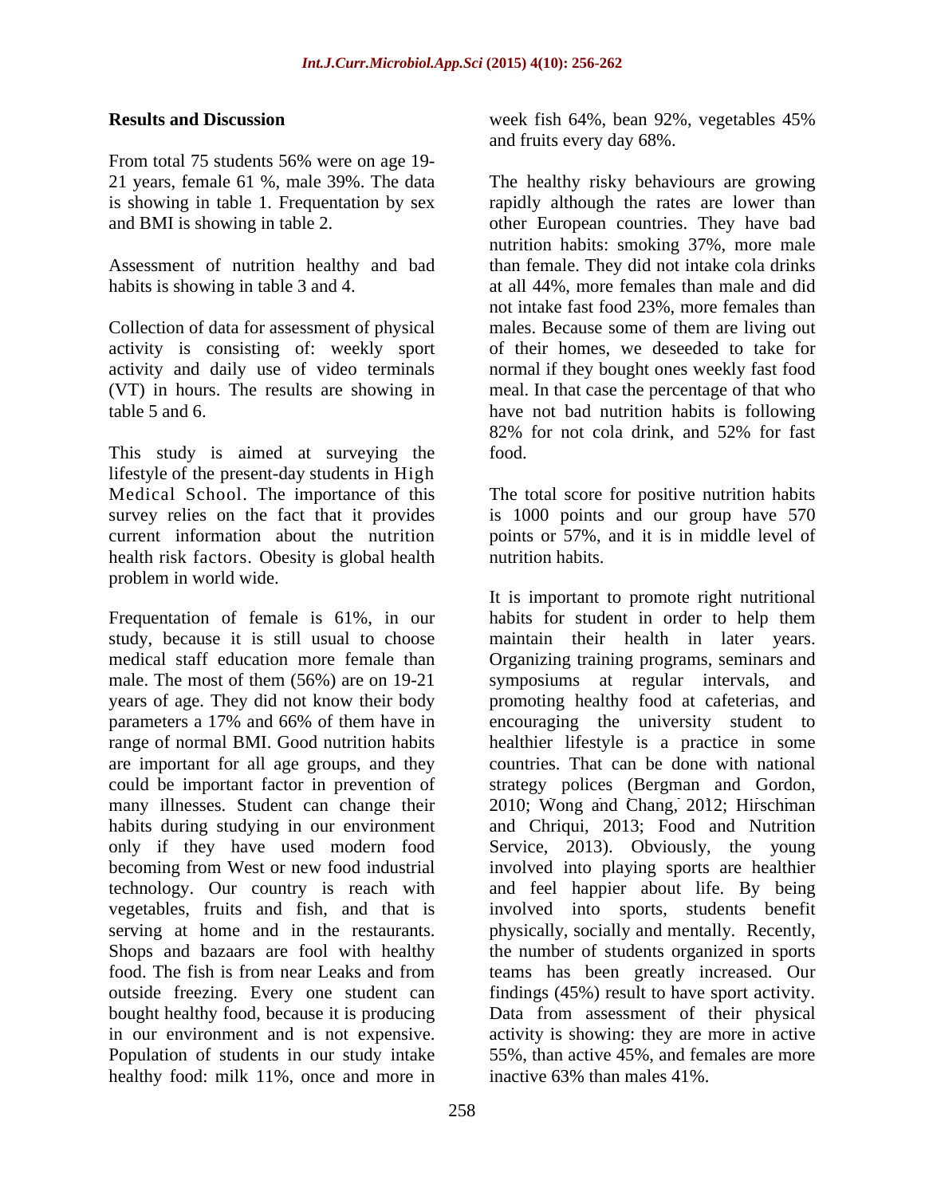## Results and Discussion

From total 75 students 56% were on age 19-21 years, female 61 %, male 39%. The data is showing in table 1. Frequentation by sex and BMI is showing in table 2.

Assessment of nutrition healthy and bad habits is showing in table 3 and 4.

Collection of data for assessment of physical activity is consisting of: weekly sport activity and daily use of video terminals (VT) in hours. The results are showing in table 5 and 6.

This study is aimed at surveying the lifestyle of the present-day students in High Medical School. The importance of this survey relies on the fact that it provides current information about the nutrition health risk factors. Obesity is global health problem in world wide.

Frequentation of female is 61%, in our study, because it is still usual to choose medical staff education more female than male. The most of them (56%) are on 19-21 years of age. They did not know their body parameters a 17% and 66% of them have in range of normal BMI. Good nutrition habits are important for all age groups, and they could be important factor in prevention of many illnesses. Student can change their habits during studying in our environment only if they have used modern food becoming from West or new food industrial technology. Our country is reach with vegetables, fruits and fish, and that is serving at home and in the restaurants. Shops and bazaars are fool with healthy food. The fish is from near Leaks and from outside freezing. Every one student can bought healthy food, because it is producing in our environment and is not expensive. Population of students in our study intake healthy food: milk 11%, once and more in week fish 64%, bean 92%, vegetables 45% and fruits every day 68%.

The healthy risky behaviours are growing rapidly although the rates are lower than other European countries. They have bad nutrition habits: smoking 37%, more male than female. They did not intake cola drinks at all 44%, more females than male and did not intake fast food 23%, more females than males. Because some of them are living out of their homes, we deseeded to take for normal if they bought ones weekly fast food meal. In that case the percentage of that who have not bad nutrition habits is following 82% for not cola drink, and 52% for fast food.

The total score for positive nutrition habits is 1000 points and our group have 570 points or 57%, and it is in middle level of nutrition habits.

It is important to promote right nutritional habits for student in order to help them maintain their health in later years. Organizing training programs, seminars and symposiums at regular intervals, and promoting healthy food at cafeterias, and encouraging the university student to healthier lifestyle is a practice in some countries. That can be done with national strategy polices (Bergman and Gordon, 2010; Wong and Chang, 2012; Hirschman and Chriqui, 2013; Food and Nutrition Service, 2013). Obviously, the young involved into playing sports are healthier and feel happier about life. By being involved into sports, students benefit physically, socially and mentally. Recently, the number of students organized in sports teams has been greatly increased. Our findings (45%) result to have sport activity. Data from assessment of their physical activity is showing: they are more in active 55%, than active 45%, and females are more inactive 63% than males 41%.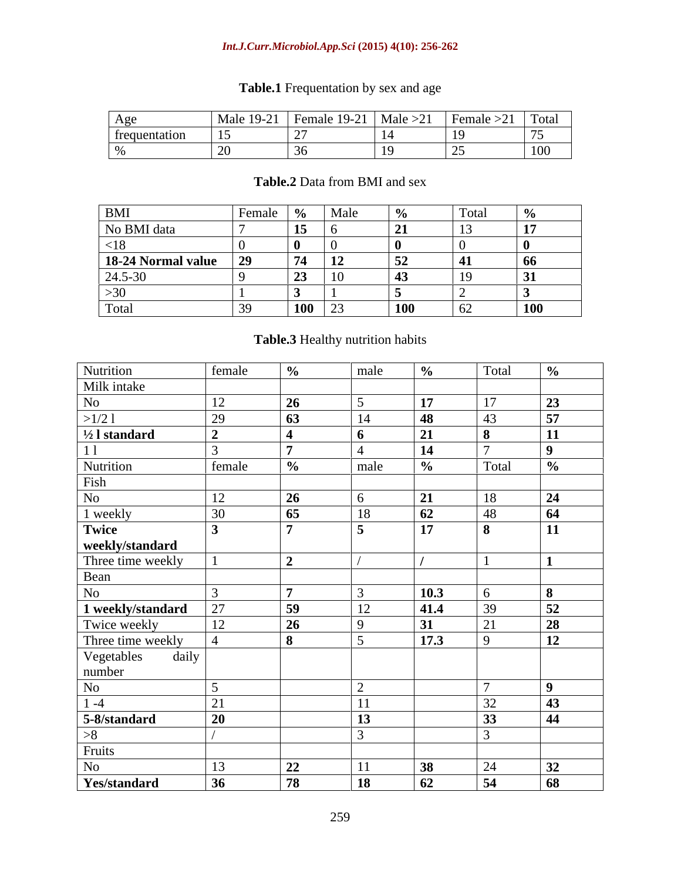**Table.1** Frequentation by sex and age

| Age | Male 19-21 | Female 19-21 | Male >21 | Female >21 | Total |
|---|---|---|---|---|---|
| frequentation | 15 | 27 | 14 | 19 | 75 |
| % | 20 | 36 | 19 | 25 | 100 |

**Table.2** Data from BMI and sex

| BMI | Female | % | Male | % | Total | % |
|---|---|---|---|---|---|---|
| No BMI data | 7 | **15** | 6 | **21** | 13 | **17** |
| <18 | 0 | **0** | 0 | **0** | 0 | **0** |
| **18-24 Normal value** | **29** | **74** | **12** | **52** | **41** | **66** |
| 24.5-30 | 9 | **23** | 10 | **43** | 19 | **31** |
| >30 | 1 | **3** | 1 | **5** | 2 | **3** |
| Total | 39 | **100** | 23 | **100** | 62 | **100** |

**Table.3** Healthy nutrition habits

| Nutrition | female | % | male | % | Total | % |
|---|---|---|---|---|---|---|
| Milk intake | | | | | | |
| No | 12 | **26** | 5 | **17** | 17 | **23** |
| >1/2 l | 29 | **63** | 14 | **48** | 43 | **57** |
| **½ l standard** | **2** | **4** | **6** | **21** | **8** | **11** |
| 1 l | 3 | **7** | 4 | **14** | 7 | **9** |
| Nutrition | female | **%** | male | **%** | Total | **%** |
| Fish | | | | | | |
| No | 12 | **26** | 6 | **21** | 18 | **24** |
| 1 weekly | 30 | **65** | 18 | **62** | 48 | **64** |
| **Twice weekly/standard** | **3** | **7** | **5** | **17** | **8** | **11** |
| Three time weekly | 1 | **2** | / | **/** | 1 | **1** |
| Bean | | | | | | |
| No | 3 | **7** | 3 | **10.3** | 6 | **8** |
| **1 weekly/standard** | 27 | **59** | 12 | **41.4** | 39 | **52** |
| Twice weekly | 12 | **26** | 9 | **31** | 21 | **28** |
| Three time weekly | 4 | **8** | 5 | **17.3** | 9 | **12** |
| Vegetables daily number | | | | | | |
| No | 5 | | 2 | | 7 | **9** |
| 1 -4 | 21 | | 11 | | 32 | **43** |
| **5-8/standard** | **20** | | **13** | | **33** | **44** |
| >8 | / | | 3 | | 3 | |
| Fruits | | | | | | |
| No | 13 | **22** | 11 | **38** | 24 | **32** |
| **Yes/standard** | **36** | **78** | **18** | **62** | **54** | **68** |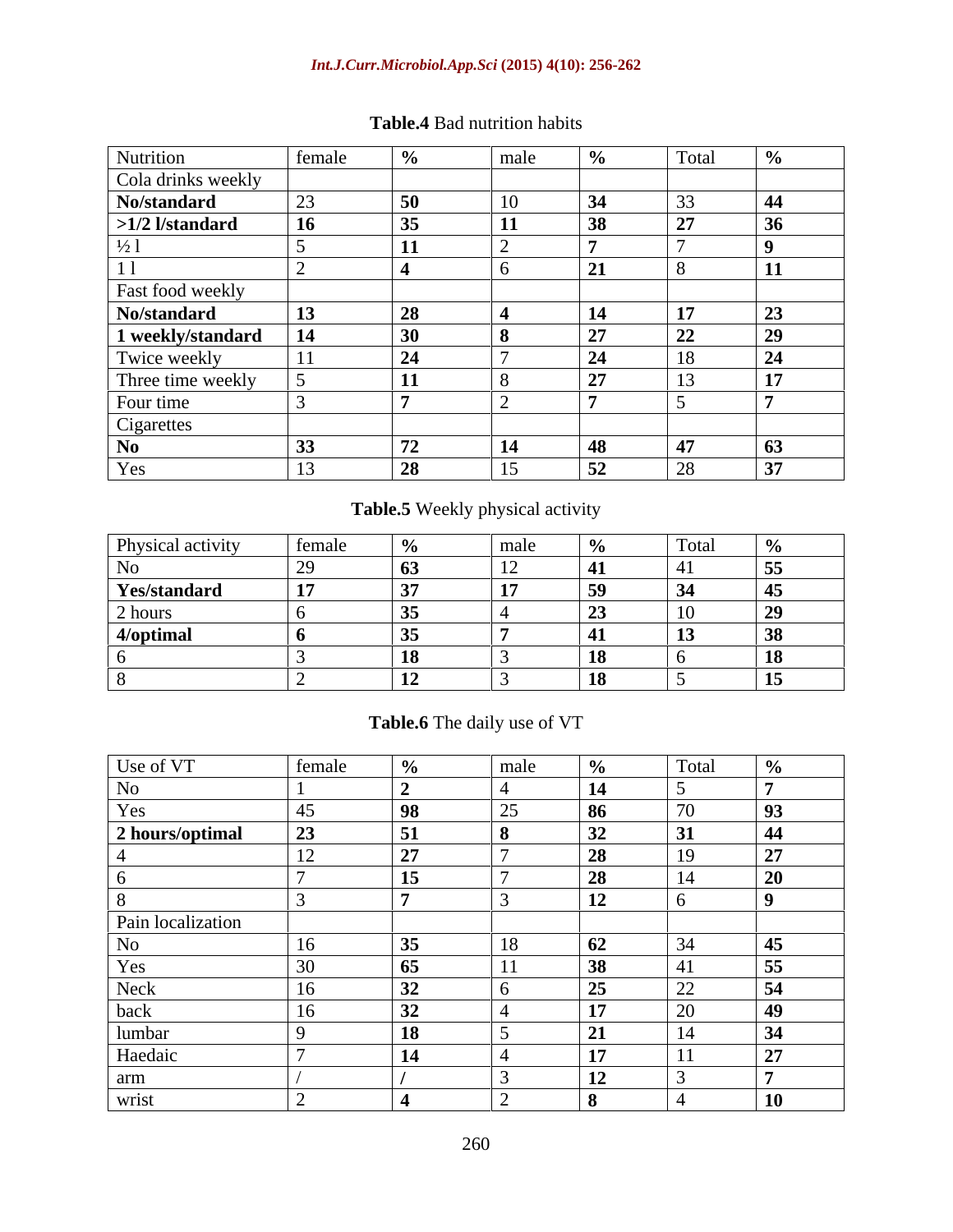**Table.4** Bad nutrition habits

| Nutrition | female | % | male | % | Total | % |
|---|---|---|---|---|---|---|
| Cola drinks weekly | | | | | | |
| **No/standard** | 23 | **50** | 10 | **34** | 33 | **44** |
| **>1/2 l/standard** | **16** | **35** | **11** | **38** | **27** | **36** |
| ½ l | 5 | **11** | 2 | **7** | 7 | **9** |
| 1 l | 2 | **4** | 6 | **21** | 8 | **11** |
| Fast food weekly | | | | | | |
| **No/standard** | **13** | **28** | **4** | **14** | **17** | **23** |
| **1 weekly/standard** | **14** | **30** | **8** | **27** | **22** | **29** |
| Twice weekly | 11 | **24** | 7 | **24** | 18 | **24** |
| Three time weekly | 5 | **11** | 8 | **27** | 13 | **17** |
| Four time | 3 | **7** | 2 | **7** | 5 | **7** |
| Cigarettes | | | | | | |
| **No** | **33** | **72** | **14** | **48** | **47** | **63** |
| Yes | 13 | **28** | 15 | **52** | 28 | **37** |

**Table.5** Weekly physical activity

| Physical activity | female | % | male | % | Total | % |
|---|---|---|---|---|---|---|
| No | 29 | **63** | 12 | **41** | 41 | **55** |
| **Yes/standard** | **17** | **37** | **17** | **59** | **34** | **45** |
| 2 hours | 6 | **35** | 4 | **23** | 10 | **29** |
| **4/optimal** | **6** | **35** | **7** | **41** | **13** | **38** |
| 6 | 3 | **18** | 3 | **18** | 6 | **18** |
| 8 | 2 | **12** | 3 | **18** | 5 | **15** |

**Table.6** The daily use of VT

| Use of VT | female | % | male | % | Total | % |
|---|---|---|---|---|---|---|
| No | 1 | **2** | 4 | **14** | 5 | **7** |
| Yes | 45 | **98** | 25 | **86** | 70 | **93** |
| **2 hours/optimal** | **23** | **51** | **8** | **32** | **31** | **44** |
| 4 | 12 | **27** | 7 | **28** | 19 | **27** |
| 6 | 7 | **15** | 7 | **28** | 14 | **20** |
| 8 | 3 | **7** | 3 | **12** | 6 | **9** |
| Pain localization | | | | | | |
| No | 16 | **35** | 18 | **62** | 34 | **45** |
| Yes | 30 | **65** | 11 | **38** | 41 | **55** |
| Neck | 16 | **32** | 6 | **25** | 22 | **54** |
| back | 16 | **32** | 4 | **17** | 20 | **49** |
| lumbar | 9 | **18** | 5 | **21** | 14 | **34** |
| Haedaic | 7 | **14** | 4 | **17** | 11 | **27** |
| arm | / | **/** | 3 | **12** | 3 | **7** |
| wrist | 2 | **4** | 2 | **8** | 4 | **10** |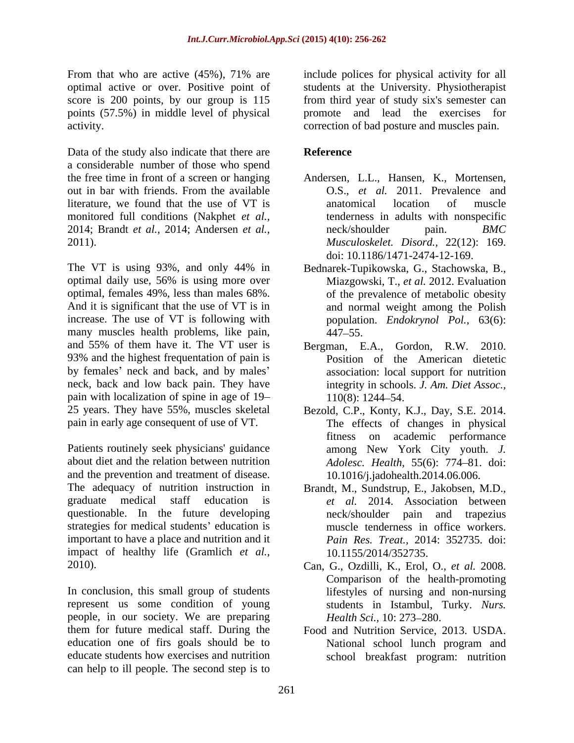From that who are active (45%), 71% are optimal active or over. Positive point of score is 200 points, by our group is 115 points (57.5%) in middle level of physical activity.

Data of the study also indicate that there are a considerable number of those who spend the free time in front of a screen or hanging out in bar with friends. From the available literature, we found that the use of VT is monitored full conditions (Nakphet *et al.*, 2014; Brandt *et al.*, 2014; Andersen *et al.*, 2011).

The VT is using 93%, and only 44% in optimal daily use, 56% is using more over optimal, females 49%, less than males 68%. And it is significant that the use of VT is in increase. The use of VT is following with many muscles health problems, like pain, and 55% of them have it. The VT user is 93% and the highest frequentation of pain is by females' neck and back, and by males' neck, back and low back pain. They have pain with localization of spine in age of 19–25 years. They have 55%, muscles skeletal pain in early age consequent of use of VT.

Patients routinely seek physicians' guidance about diet and the relation between nutrition and the prevention and treatment of disease. The adequacy of nutrition instruction in graduate medical staff education is questionable. In the future developing strategies for medical students' education is important to have a place and nutrition and it impact of healthy life (Gramlich *et al.*, 2010).

In conclusion, this small group of students represent us some condition of young people, in our society. We are preparing them for future medical staff. During the education one of firs goals should be to educate students how exercises and nutrition can help to ill people. The second step is to include polices for physical activity for all students at the University. Physiotherapist from third year of study six's semester can promote and lead the exercises for correction of bad posture and muscles pain.

## Reference

Andersen, L.L., Hansen, K., Mortensen, O.S., *et al.* 2011. Prevalence and anatomical location of muscle tenderness in adults with nonspecific neck/shoulder pain. *BMC Musculoskelet. Disord.,* 22(12): 169. doi: 10.1186/1471-2474-12-169.

Bednarek-Tupikowska, G., Stachowska, B., Miazgowski, T., *et al.* 2012. Evaluation of the prevalence of metabolic obesity and normal weight among the Polish population. *Endokrynol Pol.,* 63(6): 447–55.

Bergman, E.A., Gordon, R.W. 2010. Position of the American dietetic association: local support for nutrition integrity in schools. *J. Am. Diet Assoc.,* 110(8): 1244–54.

Bezold, C.P., Konty, K.J., Day, S.E. 2014. The effects of changes in physical fitness on academic performance among New York City youth. *J. Adolesc. Health,* 55(6): 774–81. doi: 10.1016/j.jadohealth.2014.06.006.

Brandt, M., Sundstrup, E., Jakobsen, M.D., *et al.* 2014. Association between neck/shoulder pain and trapezius muscle tenderness in office workers. *Pain Res. Treat.,* 2014: 352735. doi: 10.1155/2014/352735.

Can, G., Ozdilli, K., Erol, O., *et al.* 2008. Comparison of the health-promoting lifestyles of nursing and non-nursing students in Istambul, Turkey. *Nurs. Health Sci.,* 10: 273–280.

Food and Nutrition Service, 2013. USDA. National school lunch program and school breakfast program: nutrition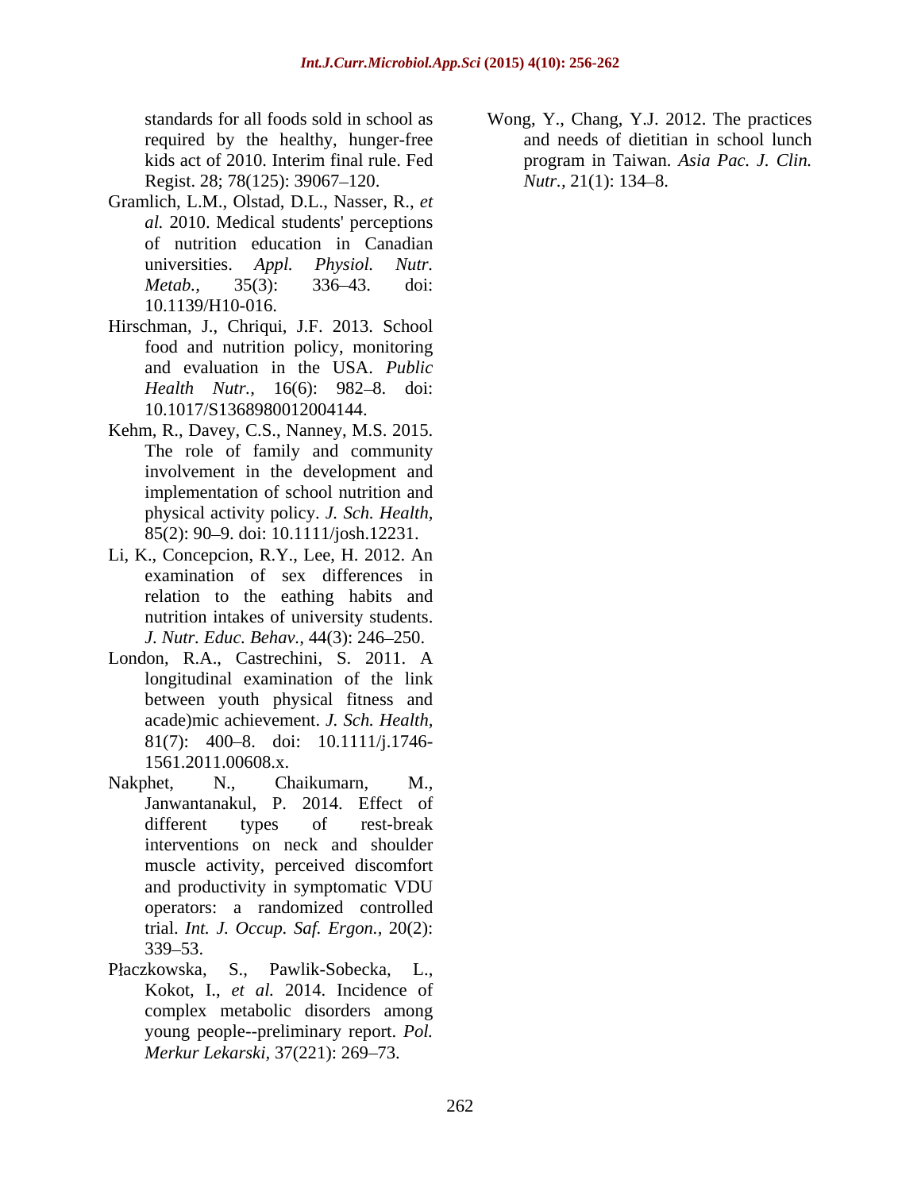standards for all foods sold in school as required by the healthy, hunger-free kids act of 2010. Interim final rule. Fed Regist. 28; 78(125): 39067–120.

Gramlich, L.M., Olstad, D.L., Nasser, R., *et al.* 2010. Medical students' perceptions of nutrition education in Canadian universities. *Appl. Physiol. Nutr. Metab.*, 35(3): 336–43. doi: 10.1139/H10-016.

Hirschman, J., Chriqui, J.F. 2013. School food and nutrition policy, monitoring and evaluation in the USA. *Public Health Nutr.*, 16(6): 982–8. doi: 10.1017/S1368980012004144.

Kehm, R., Davey, C.S., Nanney, M.S. 2015. The role of family and community involvement in the development and implementation of school nutrition and physical activity policy. *J. Sch. Health,* 85(2): 90–9. doi: 10.1111/josh.12231.

Li, K., Concepcion, R.Y., Lee, H. 2012. An examination of sex differences in relation to the eathing habits and nutrition intakes of university students. *J. Nutr. Educ. Behav.*, 44(3): 246–250.

London, R.A., Castrechini, S. 2011. A longitudinal examination of the link between youth physical fitness and acade)mic achievement. *J. Sch. Health,* 81(7): 400–8. doi: 10.1111/j.1746-1561.2011.00608.x.

Nakphet, N., Chaikumarn, M., Janwantanakul, P. 2014. Effect of different types of rest-break interventions on neck and shoulder muscle activity, perceived discomfort and productivity in symptomatic VDU operators: a randomized controlled trial. *Int. J. Occup. Saf. Ergon.*, 20(2): 339–53.

Płaczkowska, S., Pawlik-Sobecka, L., Kokot, I., *et al.* 2014. Incidence of complex metabolic disorders among young people--preliminary report. *Pol. Merkur Lekarski*, 37(221): 269–73.

Wong, Y., Chang, Y.J. 2012. The practices and needs of dietitian in school lunch program in Taiwan. *Asia Pac. J. Clin. Nutr.*, 21(1): 134–8.